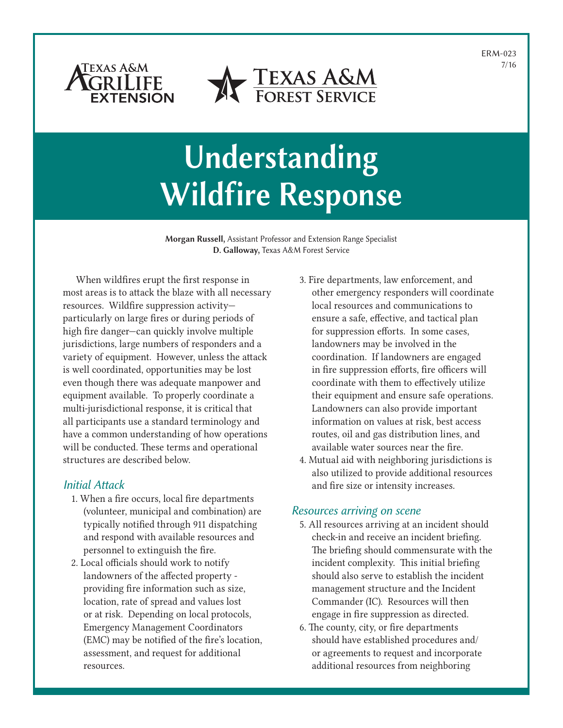ERM-023
7/16

# Understanding Wildfire Response

**Morgan Russell,** Assistant Professor and Extension Range Specialist
**D. Galloway,** Texas A&M Forest Service

When wildfires erupt the first response in most areas is to attack the blaze with all necessary resources. Wildfire suppression activity—particularly on large fires or during periods of high fire danger—can quickly involve multiple jurisdictions, large numbers of responders and a variety of equipment. However, unless the attack is well coordinated, opportunities may be lost even though there was adequate manpower and equipment available. To properly coordinate a multi-jurisdictional response, it is critical that all participants use a standard terminology and have a common understanding of how operations will be conducted. These terms and operational structures are described below.

## *Initial Attack*

1. When a fire occurs, local fire departments (volunteer, municipal and combination) are typically notified through 911 dispatching and respond with available resources and personnel to extinguish the fire.
2. Local officials should work to notify landowners of the affected property - providing fire information such as size, location, rate of spread and values lost or at risk. Depending on local protocols, Emergency Management Coordinators (EMC) may be notified of the fire's location, assessment, and request for additional resources.
3. Fire departments, law enforcement, and other emergency responders will coordinate local resources and communications to ensure a safe, effective, and tactical plan for suppression efforts. In some cases, landowners may be involved in the coordination. If landowners are engaged in fire suppression efforts, fire officers will coordinate with them to effectively utilize their equipment and ensure safe operations. Landowners can also provide important information on values at risk, best access routes, oil and gas distribution lines, and available water sources near the fire.
4. Mutual aid with neighboring jurisdictions is also utilized to provide additional resources and fire size or intensity increases.

## *Resources arriving on scene*

5. All resources arriving at an incident should check-in and receive an incident briefing. The briefing should commensurate with the incident complexity. This initial briefing should also serve to establish the incident management structure and the Incident Commander (IC). Resources will then engage in fire suppression as directed.
6. The county, city, or fire departments should have established procedures and/or agreements to request and incorporate additional resources from neighboring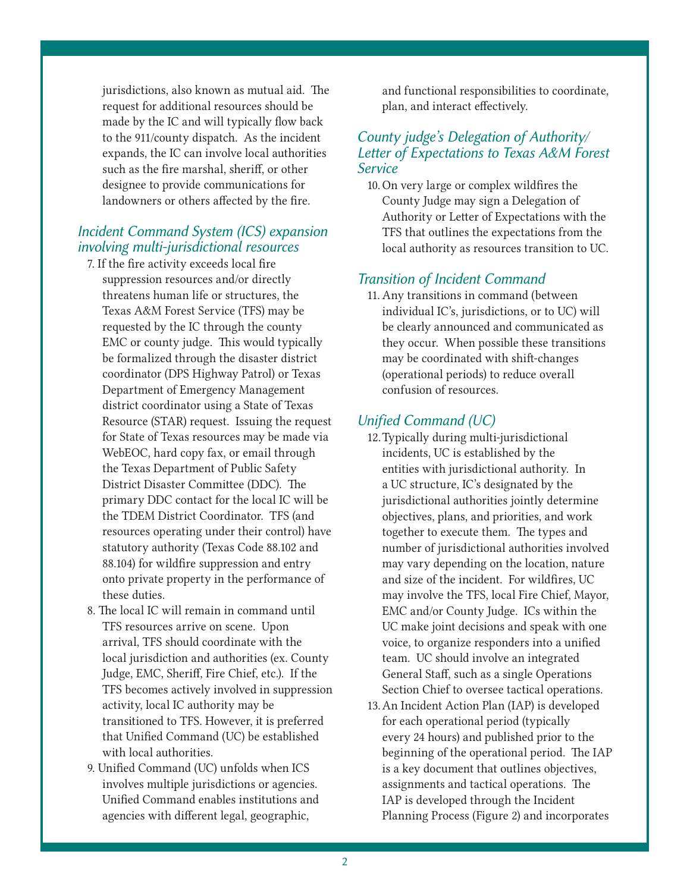jurisdictions, also known as mutual aid. The request for additional resources should be made by the IC and will typically flow back to the 911/county dispatch. As the incident expands, the IC can involve local authorities such as the fire marshal, sheriff, or other designee to provide communications for landowners or others affected by the fire.

## *Incident Command System (ICS) expansion involving multi-jurisdictional resources*

7. If the fire activity exceeds local fire suppression resources and/or directly threatens human life or structures, the Texas A&M Forest Service (TFS) may be requested by the IC through the county EMC or county judge. This would typically be formalized through the disaster district coordinator (DPS Highway Patrol) or Texas Department of Emergency Management district coordinator using a State of Texas Resource (STAR) request. Issuing the request for State of Texas resources may be made via WebEOC, hard copy fax, or email through the Texas Department of Public Safety District Disaster Committee (DDC). The primary DDC contact for the local IC will be the TDEM District Coordinator. TFS (and resources operating under their control) have statutory authority (Texas Code 88.102 and 88.104) for wildfire suppression and entry onto private property in the performance of these duties.
8. The local IC will remain in command until TFS resources arrive on scene. Upon arrival, TFS should coordinate with the local jurisdiction and authorities (ex. County Judge, EMC, Sheriff, Fire Chief, etc.). If the TFS becomes actively involved in suppression activity, local IC authority may be transitioned to TFS. However, it is preferred that Unified Command (UC) be established with local authorities.
9. Unified Command (UC) unfolds when ICS involves multiple jurisdictions or agencies. Unified Command enables institutions and agencies with different legal, geographic, and functional responsibilities to coordinate, plan, and interact effectively.

## *County judge's Delegation of Authority/ Letter of Expectations to Texas A&M Forest Service*

10. On very large or complex wildfires the County Judge may sign a Delegation of Authority or Letter of Expectations with the TFS that outlines the expectations from the local authority as resources transition to UC.

## *Transition of Incident Command*

11. Any transitions in command (between individual IC's, jurisdictions, or to UC) will be clearly announced and communicated as they occur. When possible these transitions may be coordinated with shift-changes (operational periods) to reduce overall confusion of resources.

## *Unified Command (UC)*

12. Typically during multi-jurisdictional incidents, UC is established by the entities with jurisdictional authority. In a UC structure, IC's designated by the jurisdictional authorities jointly determine objectives, plans, and priorities, and work together to execute them. The types and number of jurisdictional authorities involved may vary depending on the location, nature and size of the incident. For wildfires, UC may involve the TFS, local Fire Chief, Mayor, EMC and/or County Judge. ICs within the UC make joint decisions and speak with one voice, to organize responders into a unified team. UC should involve an integrated General Staff, such as a single Operations Section Chief to oversee tactical operations.
13. An Incident Action Plan (IAP) is developed for each operational period (typically every 24 hours) and published prior to the beginning of the operational period. The IAP is a key document that outlines objectives, assignments and tactical operations. The IAP is developed through the Incident Planning Process (Figure 2) and incorporates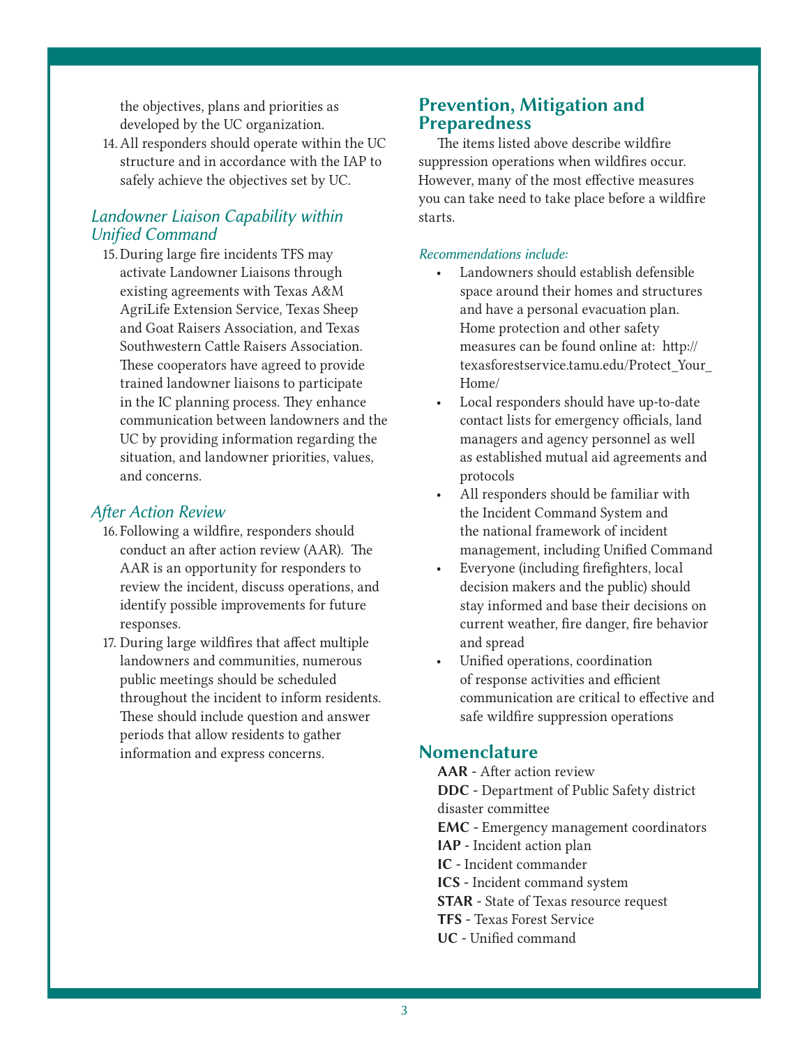the objectives, plans and priorities as developed by the UC organization.

14. All responders should operate within the UC structure and in accordance with the IAP to safely achieve the objectives set by UC.

### *Landowner Liaison Capability within Unified Command*

15. During large fire incidents TFS may activate Landowner Liaisons through existing agreements with Texas A&M AgriLife Extension Service, Texas Sheep and Goat Raisers Association, and Texas Southwestern Cattle Raisers Association. These cooperators have agreed to provide trained landowner liaisons to participate in the IC planning process. They enhance communication between landowners and the UC by providing information regarding the situation, and landowner priorities, values, and concerns.

### *After Action Review*

16. Following a wildfire, responders should conduct an after action review (AAR). The AAR is an opportunity for responders to review the incident, discuss operations, and identify possible improvements for future responses.
17. During large wildfires that affect multiple landowners and communities, numerous public meetings should be scheduled throughout the incident to inform residents. These should include question and answer periods that allow residents to gather information and express concerns.

## Prevention, Mitigation and Preparedness

The items listed above describe wildfire suppression operations when wildfires occur. However, many of the most effective measures you can take need to take place before a wildfire starts.

*Recommendations include:*

- Landowners should establish defensible space around their homes and structures and have a personal evacuation plan. Home protection and other safety measures can be found online at: http://texasforestservice.tamu.edu/Protect_Your_Home/
- Local responders should have up-to-date contact lists for emergency officials, land managers and agency personnel as well as established mutual aid agreements and protocols
- All responders should be familiar with the Incident Command System and the national framework of incident management, including Unified Command
- Everyone (including firefighters, local decision makers and the public) should stay informed and base their decisions on current weather, fire danger, fire behavior and spread
- Unified operations, coordination of response activities and efficient communication are critical to effective and safe wildfire suppression operations

## Nomenclature

**AAR** - After action review
**DDC** - Department of Public Safety district disaster committee
**EMC** - Emergency management coordinators
**IAP** - Incident action plan
**IC** - Incident commander
**ICS** - Incident command system
**STAR** - State of Texas resource request
**TFS** - Texas Forest Service
**UC** - Unified command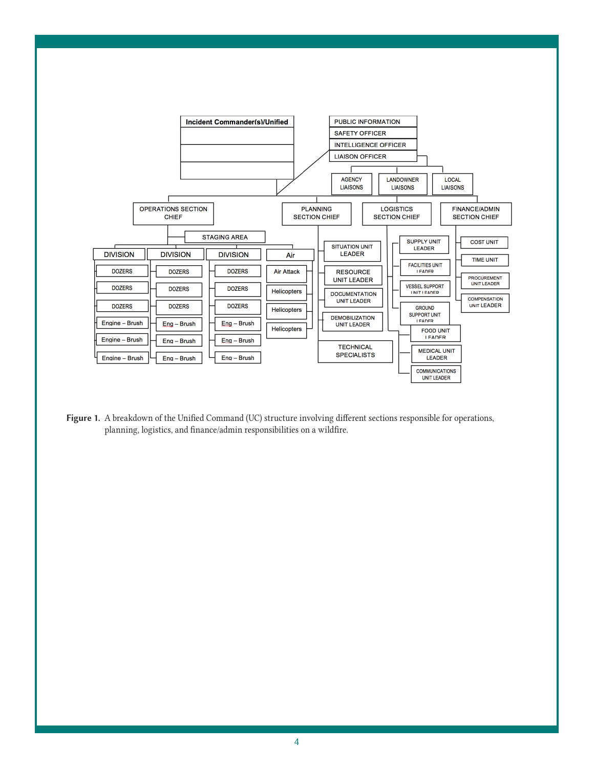- **Incident Commander(s)/Unified**
  - PUBLIC INFORMATION
  - SAFETY OFFICER
  - INTELLIGENCE OFFICER
  - LIAISON OFFICER
    - AGENCY LIAISONS
    - LANDOWNER LIAISONS
    - LOCAL LIAISONS
  - OPERATIONS SECTION CHIEF
    - STAGING AREA
    - DIVISION
      - DOZERS
      - DOZERS
      - DOZERS
      - Engine – Brush
      - Engine – Brush
      - Engine – Brush
    - DIVISION
      - DOZERS
      - DOZERS
      - DOZERS
      - Eng – Brush
      - Eng – Brush
      - Eng – Brush
    - DIVISION
      - DOZERS
      - DOZERS
      - DOZERS
      - Eng – Brush
      - Eng – Brush
      - Eng – Brush
    - Air
      - Air Attack
      - Helicopters
      - Helicopters
      - Helicopters
  - PLANNING SECTION CHIEF
    - SITUATION UNIT LEADER
    - RESOURCE UNIT LEADER
    - DOCUMENTATION UNIT LEADER
    - DEMOBILIZATION UNIT LEADER
    - TECHNICAL SPECIALISTS
  - LOGISTICS SECTION CHIEF
    - SUPPLY UNIT LEADER
    - FACILITIES UNIT LEADER
    - VESSEL SUPPORT UNIT LEADER
    - GROUND SUPPORT UNIT LEADER
    - FOOD UNIT LEADER
    - MEDICAL UNIT LEADER
    - COMMUNICATIONS UNIT LEADER
  - FINANCE/ADMIN SECTION CHIEF
    - COST UNIT
    - TIME UNIT
    - PROCUREMENT UNIT LEADER
    - COMPENSATION UNIT LEADER

**Figure 1.** A breakdown of the Unified Command (UC) structure involving different sections responsible for operations, planning, logistics, and finance/admin responsibilities on a wildfire.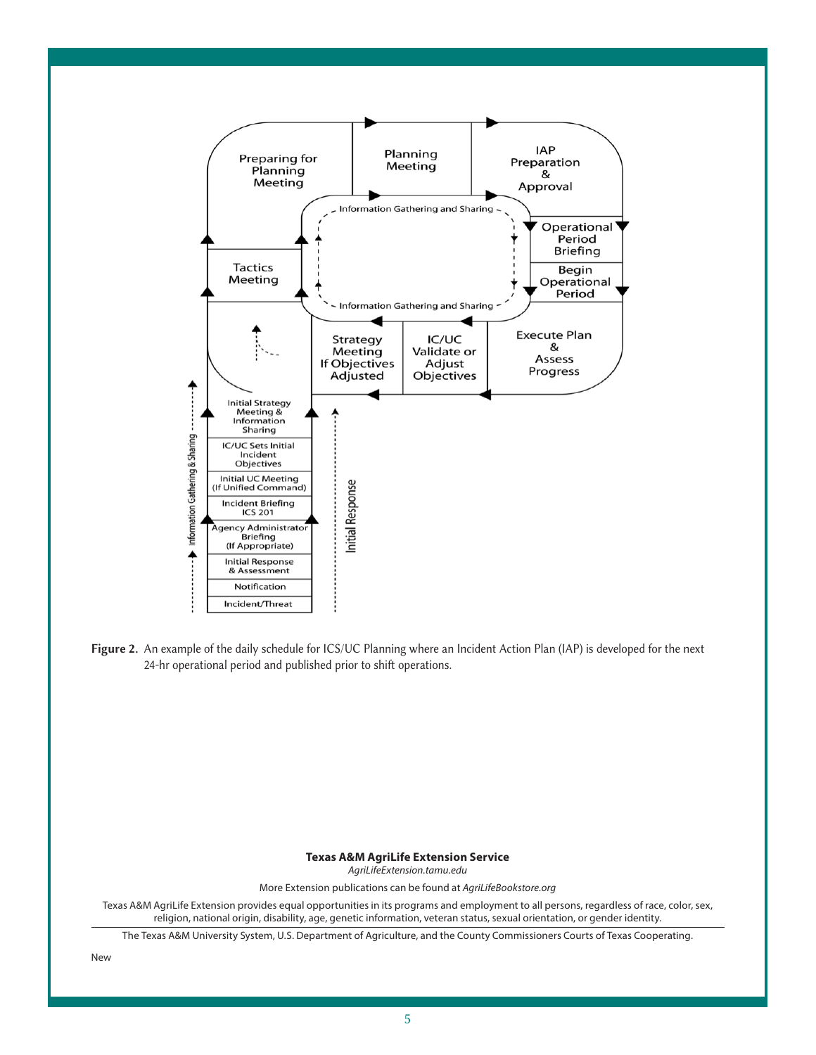Preparing for Planning Meeting

Planning Meeting

IAP Preparation & Approval

Information Gathering and Sharing

Operational Period Briefing

Begin Operational Period

Tactics Meeting

Information Gathering and Sharing

Strategy Meeting If Objectives Adjusted

IC/UC Validate or Adjust Objectives

Execute Plan & Assess Progress

Initial Strategy Meeting & Information Sharing

IC/UC Sets Initial Incident Objectives

Initial UC Meeting (If Unified Command)

Incident Briefing ICS 201

Agency Administrator Briefing (If Appropriate)

Initial Response & Assessment

Notification

Incident/Threat

Information Gathering & Sharing

Initial Response

**Figure 2.** An example of the daily schedule for ICS/UC Planning where an Incident Action Plan (IAP) is developed for the next 24-hr operational period and published prior to shift operations.

**Texas A&M AgriLife Extension Service**

*AgriLifeExtension.tamu.edu*

More Extension publications can be found at *AgriLifeBookstore.org*

Texas A&M AgriLife Extension provides equal opportunities in its programs and employment to all persons, regardless of race, color, sex, religion, national origin, disability, age, genetic information, veteran status, sexual orientation, or gender identity.

The Texas A&M University System, U.S. Department of Agriculture, and the County Commissioners Courts of Texas Cooperating.

New